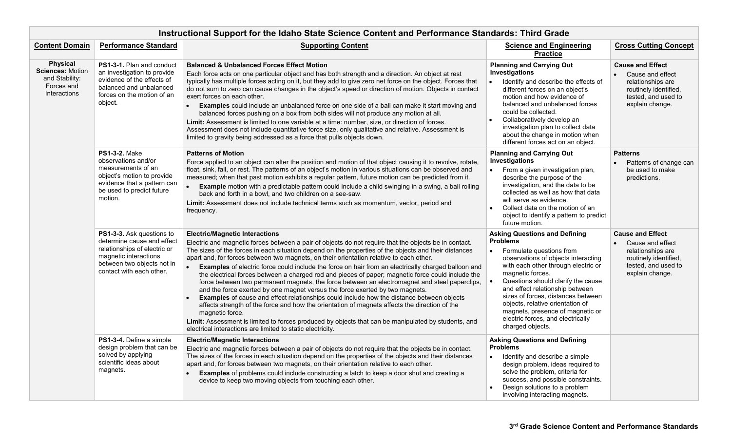# Instructional Support for the Idaho State Science Content and Performance Standards: Third Grade

| Content Domain | Performance Standard | Supporting Content | Science and Engineering Practice | Cross Cutting Concept |
|---|---|---|---|---|
| **Physical Sciences:** Motion and Stability: Forces and Interactions | **PS1-3-1.** Plan and conduct an investigation to provide evidence of the effects of balanced and unbalanced forces on the motion of an object. | **Balanced & Unbalanced Forces Effect Motion**<br>Each force acts on one particular object and has both strength and a direction. An object at rest typically has multiple forces acting on it, but they add to give zero net force on the object. Forces that do not sum to zero can cause changes in the object's speed or direction of motion. Objects in contact exert forces on each other.<br>• **Examples** could include an unbalanced force on one side of a ball can make it start moving and balanced forces pushing on a box from both sides will not produce any motion at all.<br>**Limit:** Assessment is limited to one variable at a time: number, size, or direction of forces. Assessment does not include quantitative force size, only qualitative and relative. Assessment is limited to gravity being addressed as a force that pulls objects down. | **Planning and Carrying Out Investigations**<br>• Identify and describe the effects of different forces on an object's motion and how evidence of balanced and unbalanced forces could be collected.<br>• Collaboratively develop an investigation plan to collect data about the change in motion when different forces act on an object. | **Cause and Effect**<br>• Cause and effect relationships are routinely identified, tested, and used to explain change. |
| | **PS1-3-2.** Make observations and/or measurements of an object's motion to provide evidence that a pattern can be used to predict future motion. | **Patterns of Motion**<br>Force applied to an object can alter the position and motion of that object causing it to revolve, rotate, float, sink, fall, or rest. The patterns of an object's motion in various situations can be observed and measured; when that past motion exhibits a regular pattern, future motion can be predicted from it.<br>• **Example** motion with a predictable pattern could include a child swinging in a swing, a ball rolling back and forth in a bowl, and two children on a see-saw.<br>**Limit:** Assessment does not include technical terms such as momentum, vector, period and frequency. | **Planning and Carrying Out Investigations**<br>• From a given investigation plan, describe the purpose of the investigation, and the data to be collected as well as how that data will serve as evidence.<br>• Collect data on the motion of an object to identify a pattern to predict future motion. | **Patterns**<br>• Patterns of change can be used to make predictions. |
| | **PS1-3-3.** Ask questions to determine cause and effect relationships of electric or magnetic interactions between two objects not in contact with each other. | **Electric/Magnetic Interactions**<br>Electric and magnetic forces between a pair of objects do not require that the objects be in contact. The sizes of the forces in each situation depend on the properties of the objects and their distances apart and, for forces between two magnets, on their orientation relative to each other.<br>• **Examples** of electric force could include the force on hair from an electrically charged balloon and the electrical forces between a charged rod and pieces of paper; magnetic force could include the force between two permanent magnets, the force between an electromagnet and steel paperclips, and the force exerted by one magnet versus the force exerted by two magnets.<br>• **Examples** of cause and effect relationships could include how the distance between objects affects strength of the force and how the orientation of magnets affects the direction of the magnetic force.<br>**Limit:** Assessment is limited to forces produced by objects that can be manipulated by students, and electrical interactions are limited to static electricity. | **Asking Questions and Defining Problems**<br>• Formulate questions from observations of objects interacting with each other through electric or magnetic forces.<br>• Questions should clarify the cause and effect relationship between sizes of forces, distances between objects, relative orientation of magnets, presence of magnetic or electric forces, and electrically charged objects. | **Cause and Effect**<br>• Cause and effect relationships are routinely identified, tested, and used to explain change. |
| | **PS1-3-4.** Define a simple design problem that can be solved by applying scientific ideas about magnets. | **Electric/Magnetic Interactions**<br>Electric and magnetic forces between a pair of objects do not require that the objects be in contact. The sizes of the forces in each situation depend on the properties of the objects and their distances apart and, for forces between two magnets, on their orientation relative to each other.<br>• **Examples** of problems could include constructing a latch to keep a door shut and creating a device to keep two moving objects from touching each other. | **Asking Questions and Defining Problems**<br>• Identify and describe a simple design problem, ideas required to solve the problem, criteria for success, and possible constraints.<br>• Design solutions to a problem involving interacting magnets. | |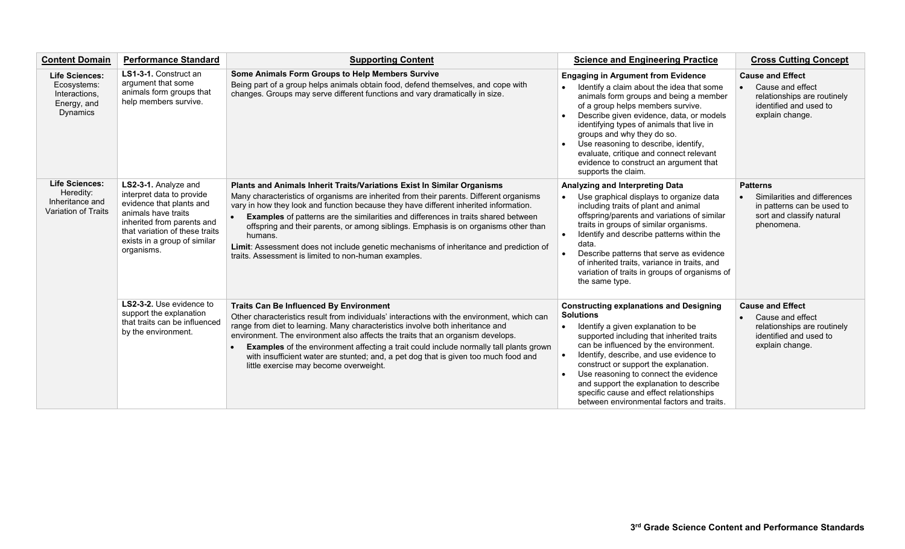| Content Domain | Performance Standard | Supporting Content | Science and Engineering Practice | Cross Cutting Concept |
|---|---|---|---|---|
| **Life Sciences:** Ecosystems: Interactions, Energy, and Dynamics | **LS1-3-1.** Construct an argument that some animals form groups that help members survive. | **Some Animals Form Groups to Help Members Survive**<br>Being part of a group helps animals obtain food, defend themselves, and cope with changes. Groups may serve different functions and vary dramatically in size. | **Engaging in Argument from Evidence**<br>• Identify a claim about the idea that some animals form groups and being a member of a group helps members survive.<br>• Describe given evidence, data, or models identifying types of animals that live in groups and why they do so.<br>• Use reasoning to describe, identify, evaluate, critique and connect relevant evidence to construct an argument that supports the claim. | **Cause and Effect**<br>• Cause and effect relationships are routinely identified and used to explain change. |
| **Life Sciences:** Heredity: Inheritance and Variation of Traits | **LS2-3-1.** Analyze and interpret data to provide evidence that plants and animals have traits inherited from parents and that variation of these traits exists in a group of similar organisms. | **Plants and Animals Inherit Traits/Variations Exist In Similar Organisms**<br>Many characteristics of organisms are inherited from their parents. Different organisms vary in how they look and function because they have different inherited information.<br>• **Examples** of patterns are the similarities and differences in traits shared between offspring and their parents, or among siblings. Emphasis is on organisms other than humans.<br>**Limit**: Assessment does not include genetic mechanisms of inheritance and prediction of traits. Assessment is limited to non-human examples. | **Analyzing and Interpreting Data**<br>• Use graphical displays to organize data including traits of plant and animal offspring/parents and variations of similar traits in groups of similar organisms.<br>• Identify and describe patterns within the data.<br>• Describe patterns that serve as evidence of inherited traits, variance in traits, and variation of traits in groups of organisms of the same type. | **Patterns**<br>• Similarities and differences in patterns can be used to sort and classify natural phenomena. |
| | **LS2-3-2.** Use evidence to support the explanation that traits can be influenced by the environment. | **Traits Can Be Influenced By Environment**<br>Other characteristics result from individuals' interactions with the environment, which can range from diet to learning. Many characteristics involve both inheritance and environment. The environment also affects the traits that an organism develops.<br>• **Examples** of the environment affecting a trait could include normally tall plants grown with insufficient water are stunted; and, a pet dog that is given too much food and little exercise may become overweight. | **Constructing explanations and Designing Solutions**<br>• Identify a given explanation to be supported including that inherited traits can be influenced by the environment.<br>• Identify, describe, and use evidence to construct or support the explanation.<br>• Use reasoning to connect the evidence and support the explanation to describe specific cause and effect relationships between environmental factors and traits. | **Cause and Effect**<br>• Cause and effect relationships are routinely identified and used to explain change. |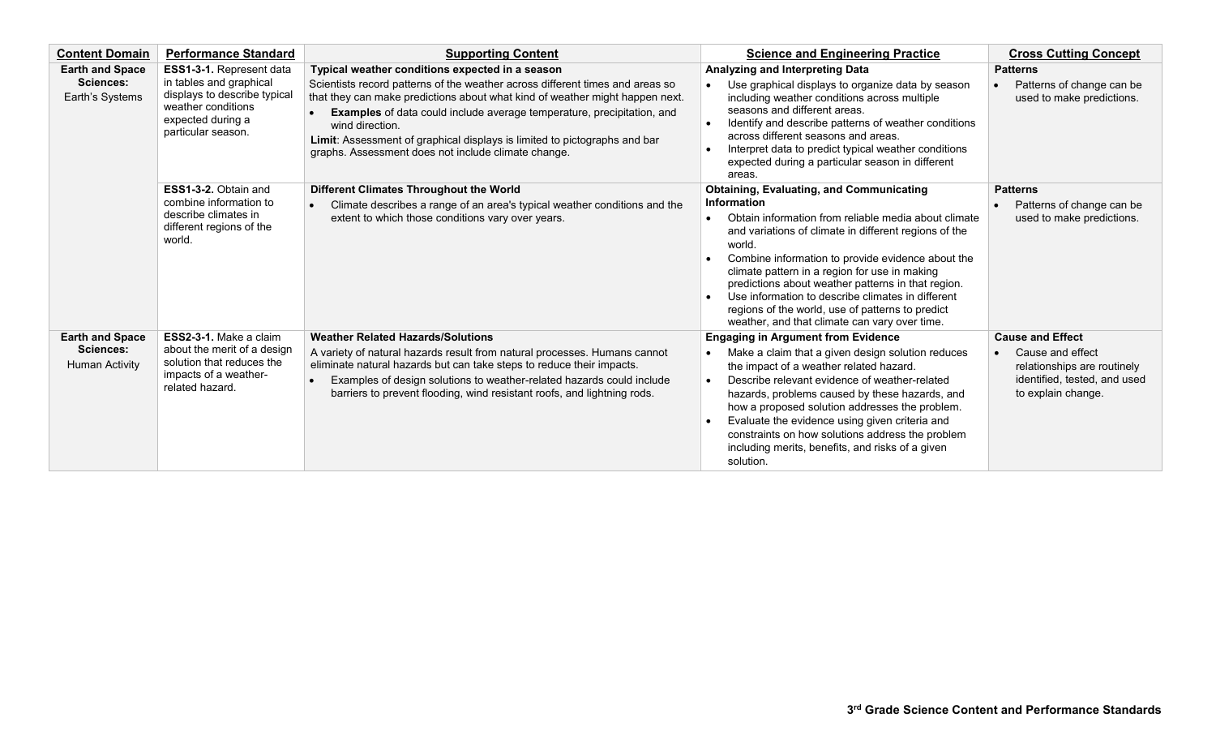| Content Domain | Performance Standard | Supporting Content | Science and Engineering Practice | Cross Cutting Concept |
|---|---|---|---|---|
| **Earth and Space Sciences:** Earth's Systems | **ESS1-3-1.** Represent data in tables and graphical displays to describe typical weather conditions expected during a particular season. | **Typical weather conditions expected in a season**<br>Scientists record patterns of the weather across different times and areas so that they can make predictions about what kind of weather might happen next.<br>• **Examples** of data could include average temperature, precipitation, and wind direction.<br>**Limit**: Assessment of graphical displays is limited to pictographs and bar graphs. Assessment does not include climate change. | **Analyzing and Interpreting Data**<br>• Use graphical displays to organize data by season including weather conditions across multiple seasons and different areas.<br>• Identify and describe patterns of weather conditions across different seasons and areas.<br>• Interpret data to predict typical weather conditions expected during a particular season in different areas. | **Patterns**<br>• Patterns of change can be used to make predictions. |
| | **ESS1-3-2.** Obtain and combine information to describe climates in different regions of the world. | **Different Climates Throughout the World**<br>• Climate describes a range of an area's typical weather conditions and the extent to which those conditions vary over years. | **Obtaining, Evaluating, and Communicating Information**<br>• Obtain information from reliable media about climate and variations of climate in different regions of the world.<br>• Combine information to provide evidence about the climate pattern in a region for use in making predictions about weather patterns in that region.<br>• Use information to describe climates in different regions of the world, use of patterns to predict weather, and that climate can vary over time. | **Patterns**<br>• Patterns of change can be used to make predictions. |
| **Earth and Space Sciences:** Human Activity | **ESS2-3-1.** Make a claim about the merit of a design solution that reduces the impacts of a weather-related hazard. | **Weather Related Hazards/Solutions**<br>A variety of natural hazards result from natural processes. Humans cannot eliminate natural hazards but can take steps to reduce their impacts.<br>• Examples of design solutions to weather-related hazards could include barriers to prevent flooding, wind resistant roofs, and lightning rods. | **Engaging in Argument from Evidence**<br>• Make a claim that a given design solution reduces the impact of a weather related hazard.<br>• Describe relevant evidence of weather-related hazards, problems caused by these hazards, and how a proposed solution addresses the problem.<br>• Evaluate the evidence using given criteria and constraints on how solutions address the problem including merits, benefits, and risks of a given solution. | **Cause and Effect**<br>• Cause and effect relationships are routinely identified, tested, and used to explain change. |